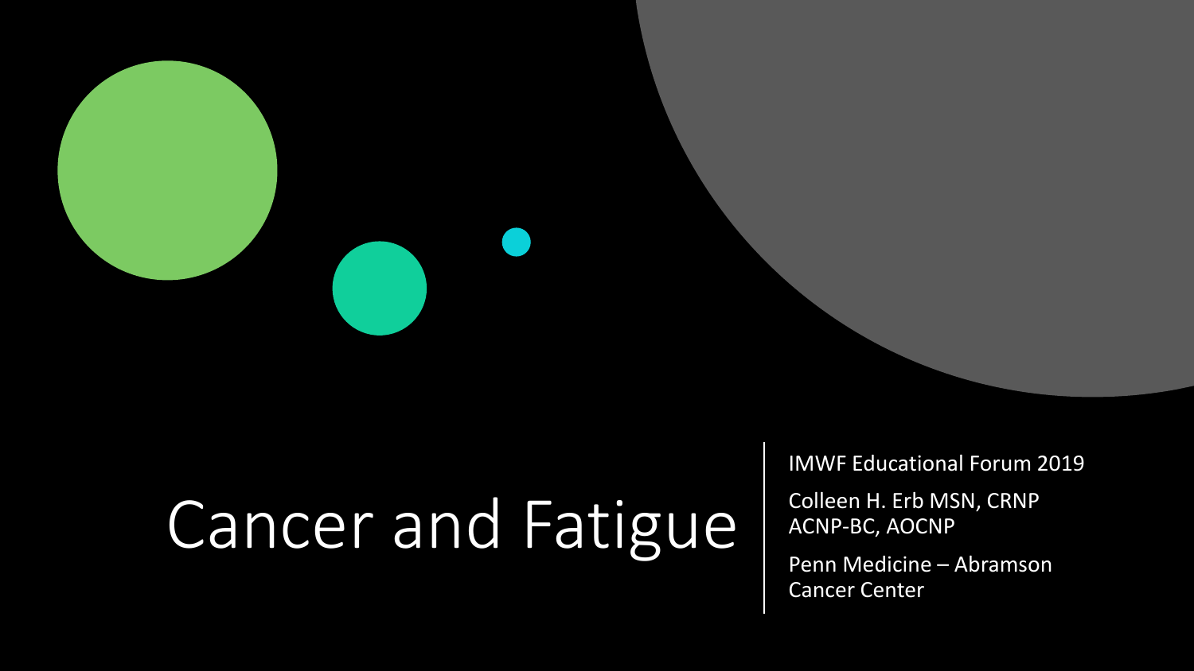# Cancer and Fatigue

IMWF Educational Forum 2019

Colleen H. Erb MSN, CRNP ACNP-BC, AOCNP

Penn Medicine – Abramson Cancer Center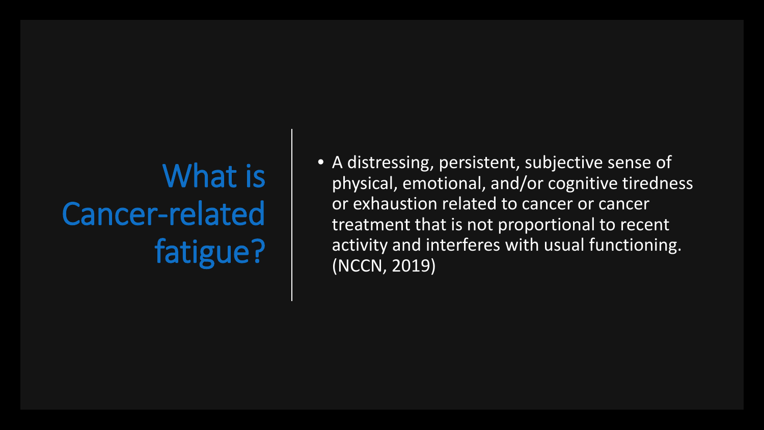# What is Cancer-related fatigue?

- A distressing, persistent, subjective sense of physical, emotional, and/or cognitive tiredness or exhaustion related to cancer or cancer treatment that is not proportional to recent activity and interferes with usual functioning. (NCCN, 2019)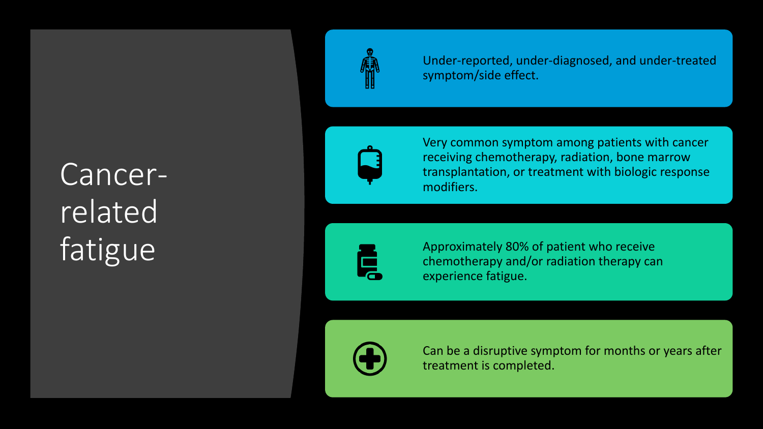# Cancer-related fatigue

- Under-reported, under-diagnosed, and under-treated symptom/side effect.
- Very common symptom among patients with cancer receiving chemotherapy, radiation, bone marrow transplantation, or treatment with biologic response modifiers.
- Approximately 80% of patient who receive chemotherapy and/or radiation therapy can experience fatigue.
- Can be a disruptive symptom for months or years after treatment is completed.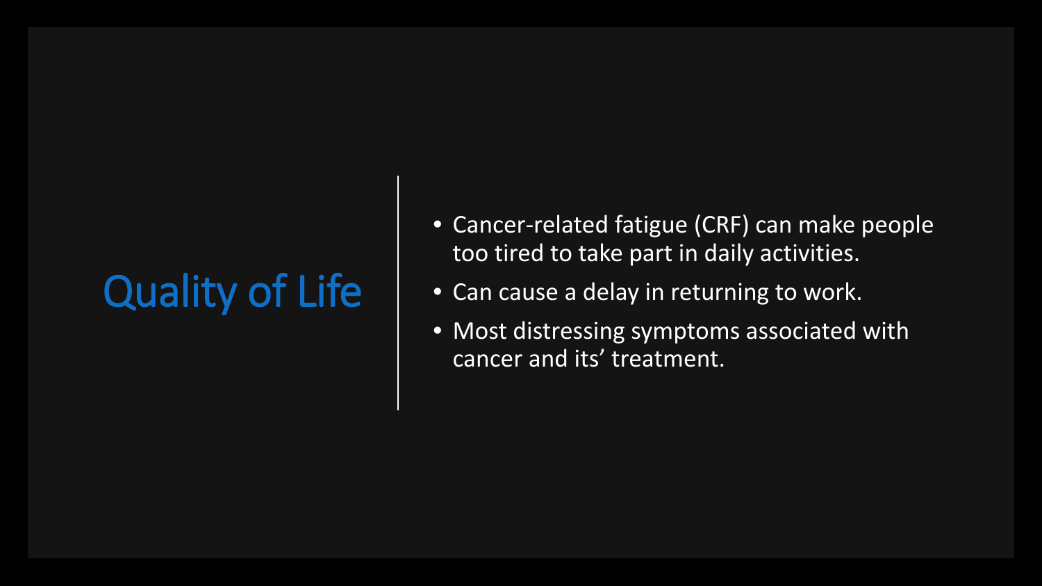# Quality of Life

- Cancer-related fatigue (CRF) can make people too tired to take part in daily activities.
- Can cause a delay in returning to work.
- Most distressing symptoms associated with cancer and its' treatment.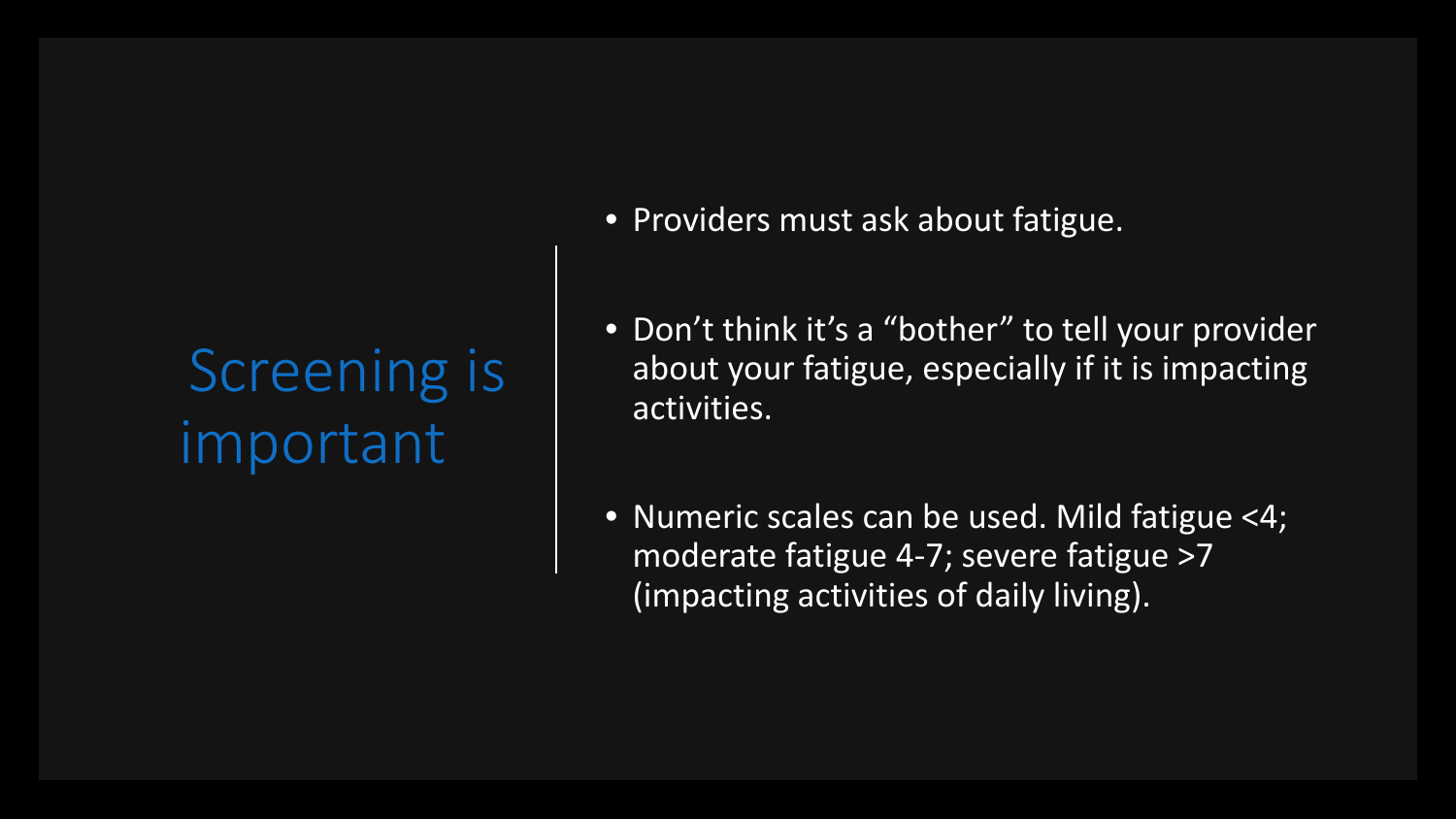# Screening is important

- Providers must ask about fatigue.
- Don’t think it’s a “bother” to tell your provider about your fatigue, especially if it is impacting activities.
- Numeric scales can be used. Mild fatigue <4; moderate fatigue 4-7; severe fatigue >7 (impacting activities of daily living).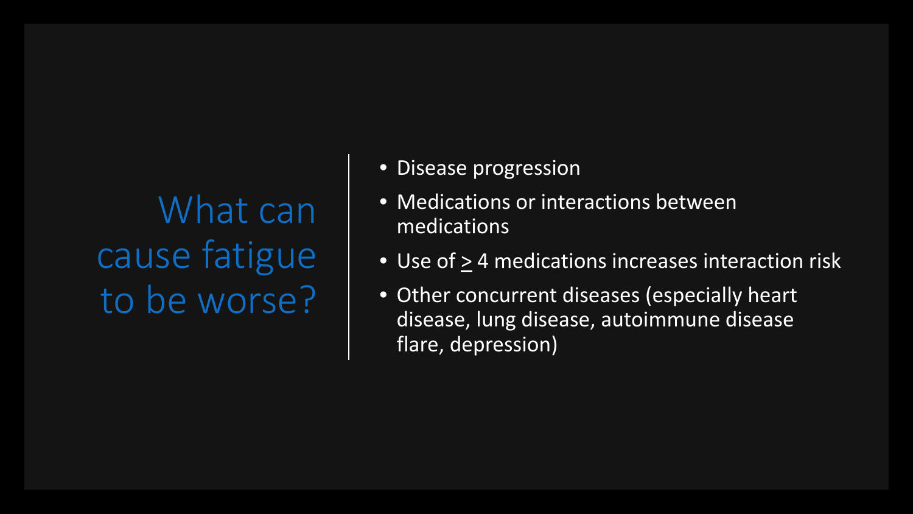# What can cause fatigue to be worse?

- Disease progression
- Medications or interactions between medications
- Use of $\geq$ 4 medications increases interaction risk
- Other concurrent diseases (especially heart disease, lung disease, autoimmune disease flare, depression)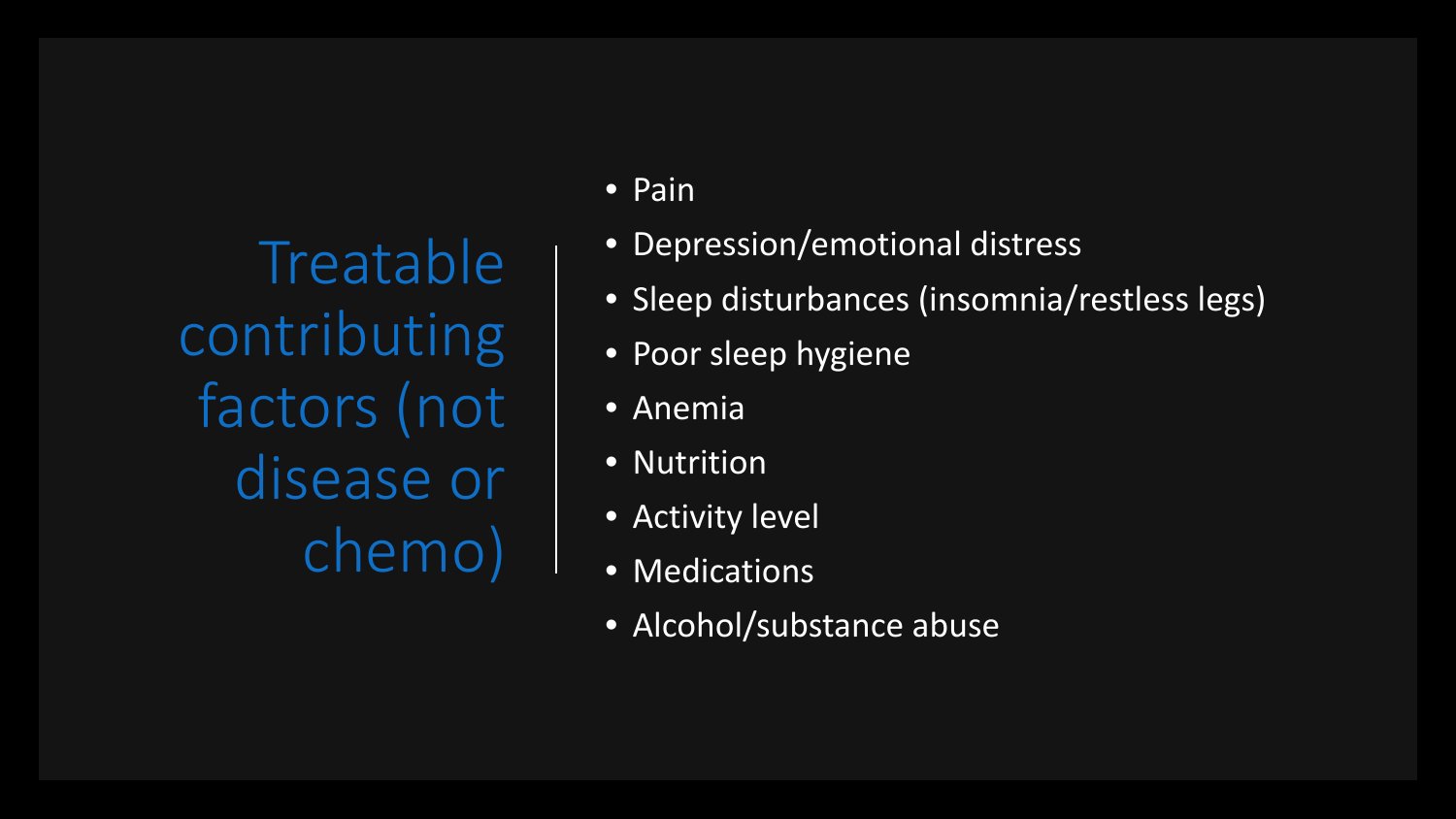# Treatable contributing factors (not disease or chemo)

- Pain
- Depression/emotional distress
- Sleep disturbances (insomnia/restless legs)
- Poor sleep hygiene
- Anemia
- Nutrition
- Activity level
- Medications
- Alcohol/substance abuse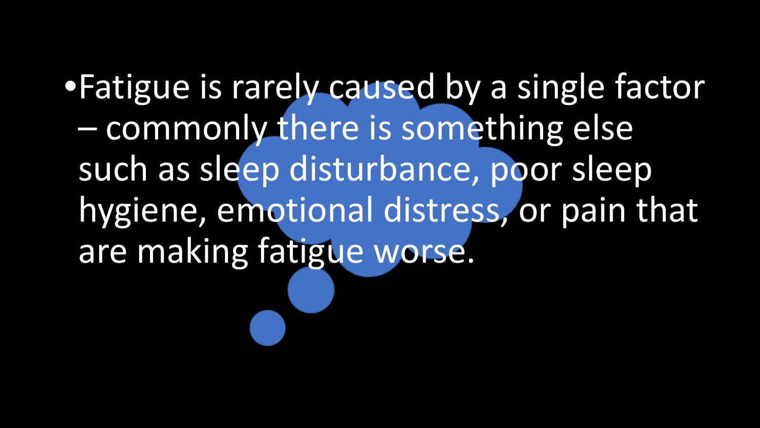- Fatigue is rarely caused by a single factor – commonly there is something else such as sleep disturbance, poor sleep hygiene, emotional distress, or pain that are making fatigue worse.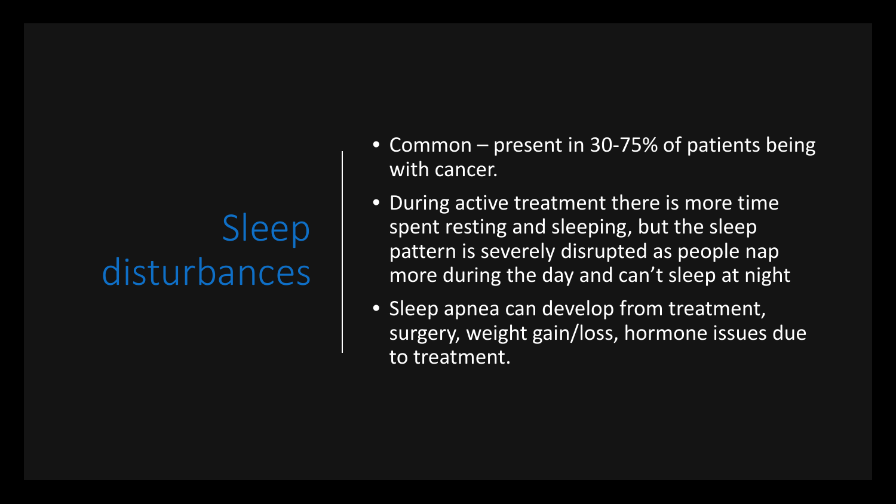# Sleep disturbances

- Common – present in 30-75% of patients being with cancer.
- During active treatment there is more time spent resting and sleeping, but the sleep pattern is severely disrupted as people nap more during the day and can't sleep at night
- Sleep apnea can develop from treatment, surgery, weight gain/loss, hormone issues due to treatment.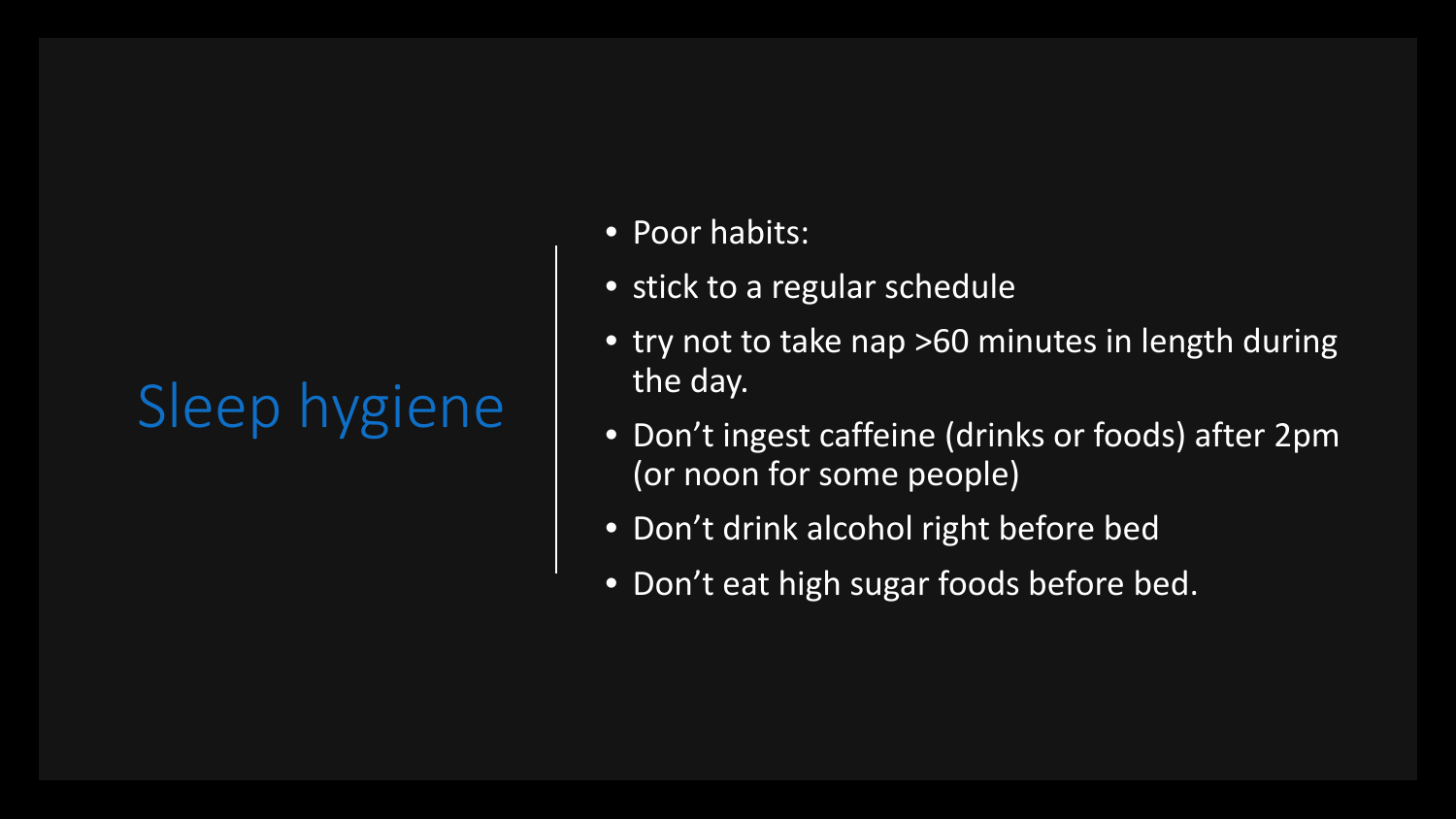# Sleep hygiene

- Poor habits:
- stick to a regular schedule
- try not to take nap >60 minutes in length during the day.
- Don’t ingest caffeine (drinks or foods) after 2pm (or noon for some people)
- Don’t drink alcohol right before bed
- Don’t eat high sugar foods before bed.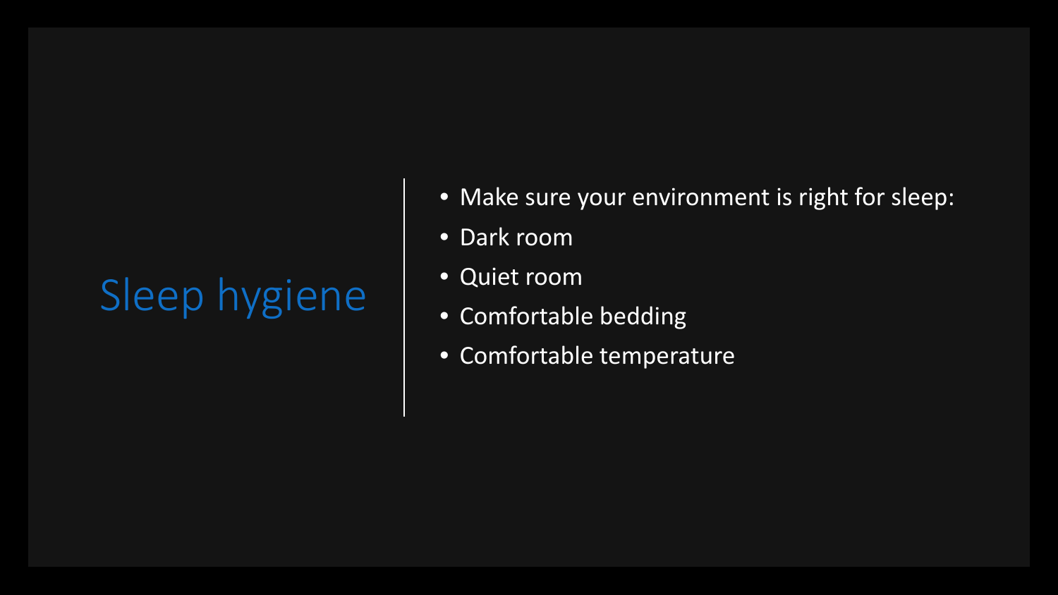# Sleep hygiene

- Make sure your environment is right for sleep:
- Dark room
- Quiet room
- Comfortable bedding
- Comfortable temperature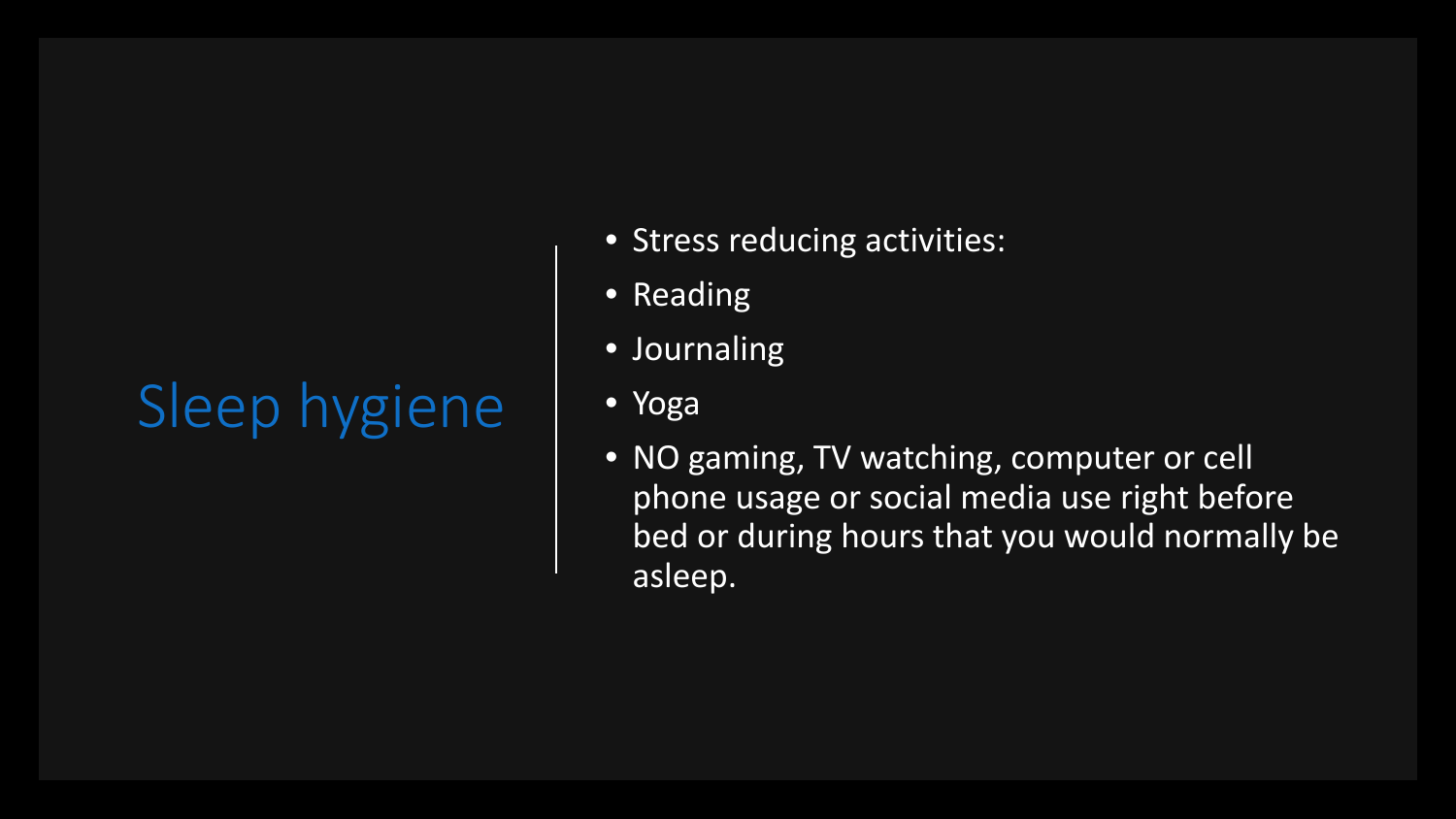# Sleep hygiene

- Stress reducing activities:
- Reading
- Journaling
- Yoga
- NO gaming, TV watching, computer or cell phone usage or social media use right before bed or during hours that you would normally be asleep.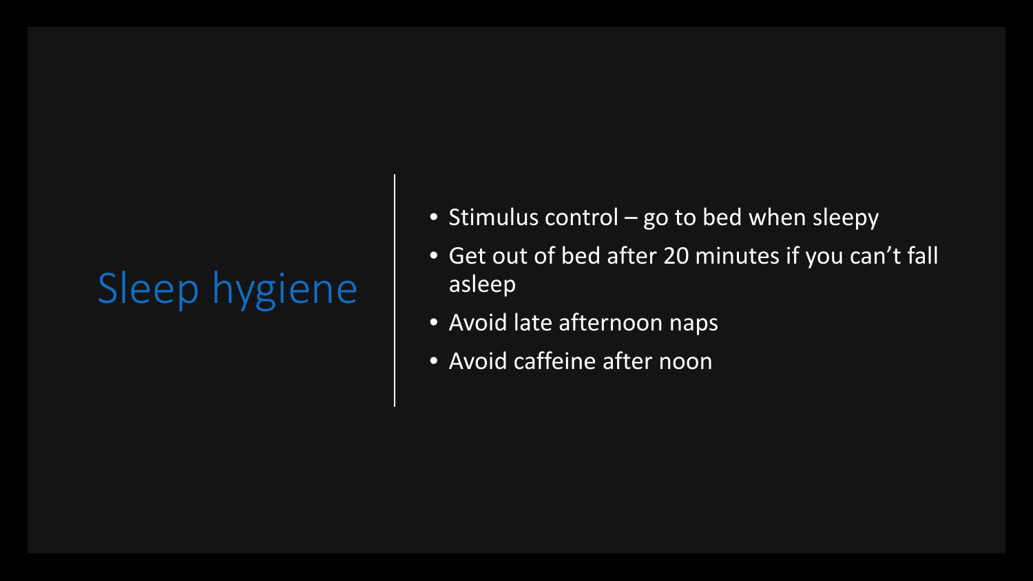# Sleep hygiene

- Stimulus control – go to bed when sleepy
- Get out of bed after 20 minutes if you can't fall asleep
- Avoid late afternoon naps
- Avoid caffeine after noon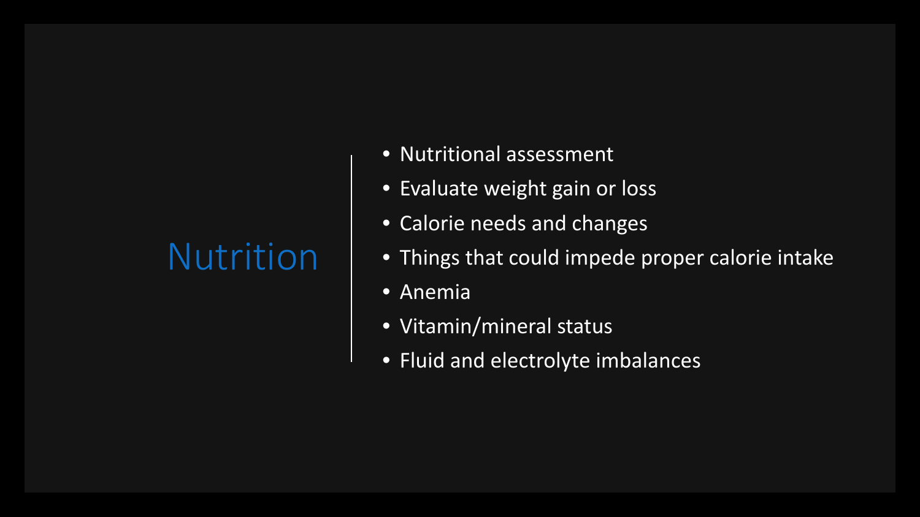# Nutrition

- Nutritional assessment
- Evaluate weight gain or loss
- Calorie needs and changes
- Things that could impede proper calorie intake
- Anemia
- Vitamin/mineral status
- Fluid and electrolyte imbalances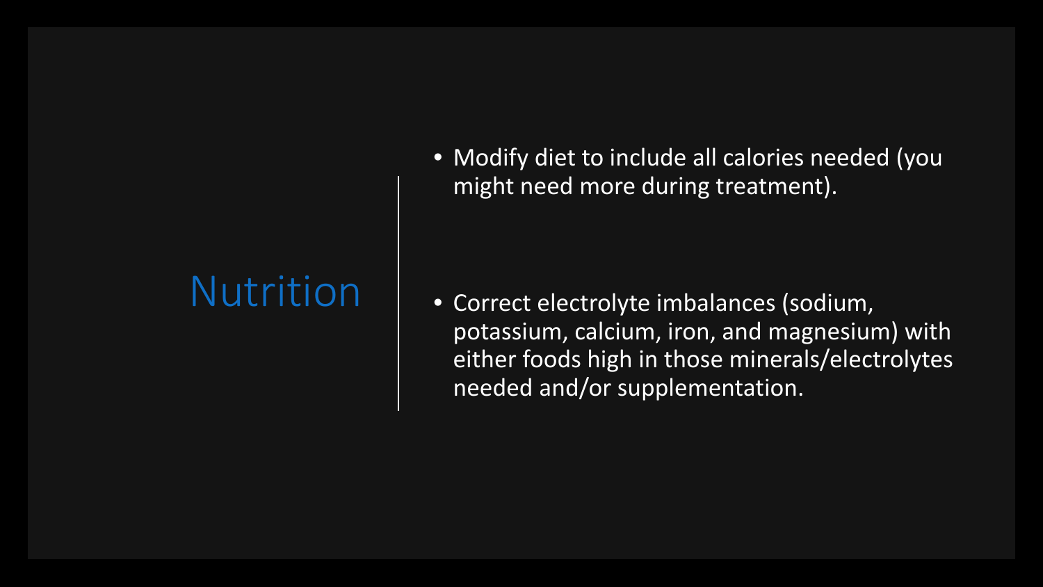# Nutrition

- Modify diet to include all calories needed (you might need more during treatment).
- Correct electrolyte imbalances (sodium, potassium, calcium, iron, and magnesium) with either foods high in those minerals/electrolytes needed and/or supplementation.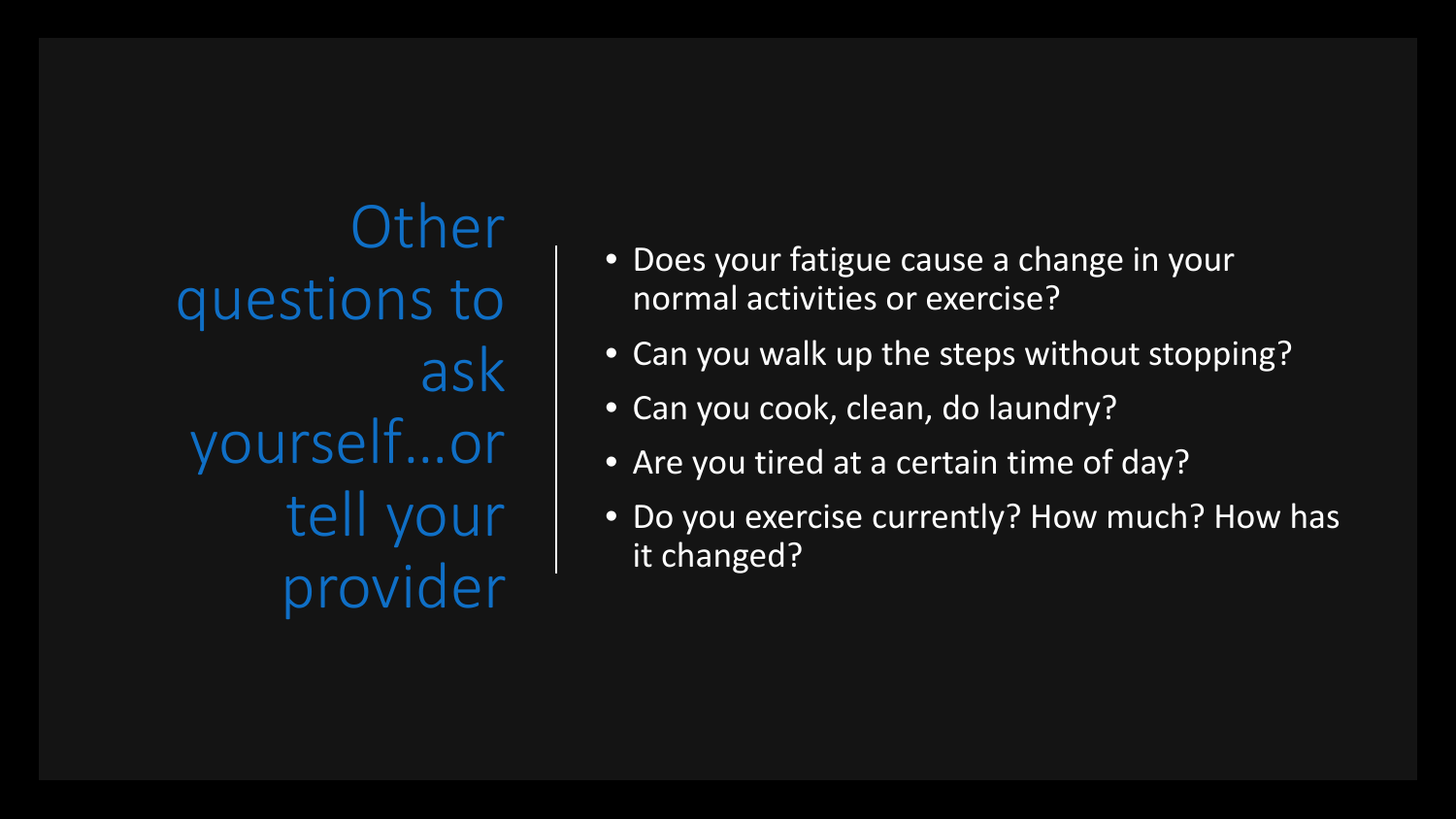# Other questions to ask yourself…or tell your provider

- Does your fatigue cause a change in your normal activities or exercise?
- Can you walk up the steps without stopping?
- Can you cook, clean, do laundry?
- Are you tired at a certain time of day?
- Do you exercise currently? How much? How has it changed?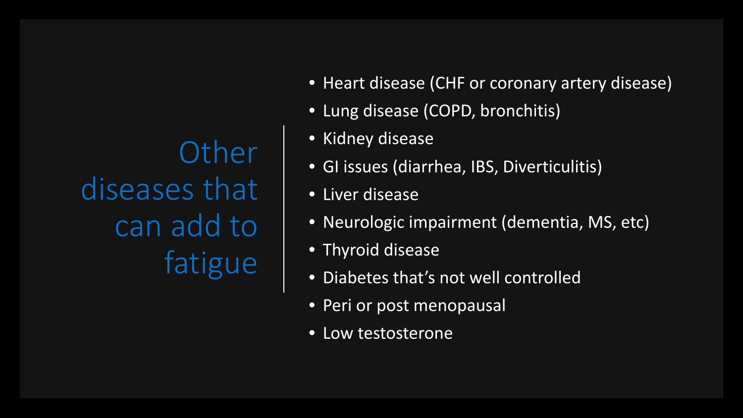# Other diseases that can add to fatigue

- Heart disease (CHF or coronary artery disease)
- Lung disease (COPD, bronchitis)
- Kidney disease
- GI issues (diarrhea, IBS, Diverticulitis)
- Liver disease
- Neurologic impairment (dementia, MS, etc)
- Thyroid disease
- Diabetes that's not well controlled
- Peri or post menopausal
- Low testosterone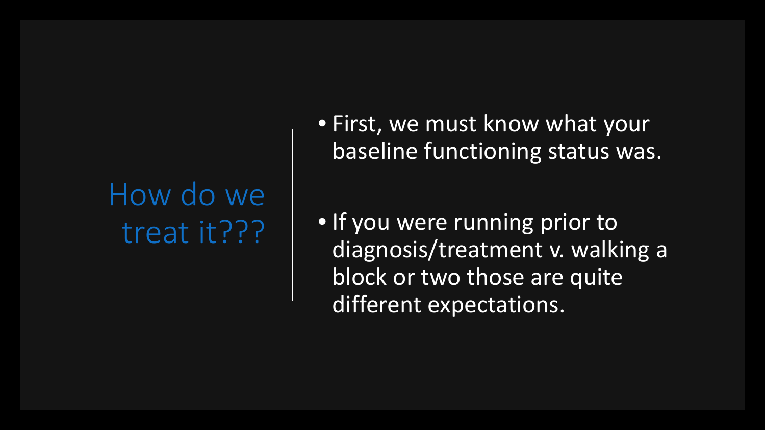# How do we treat it???

- First, we must know what your baseline functioning status was.
- If you were running prior to diagnosis/treatment v. walking a block or two those are quite different expectations.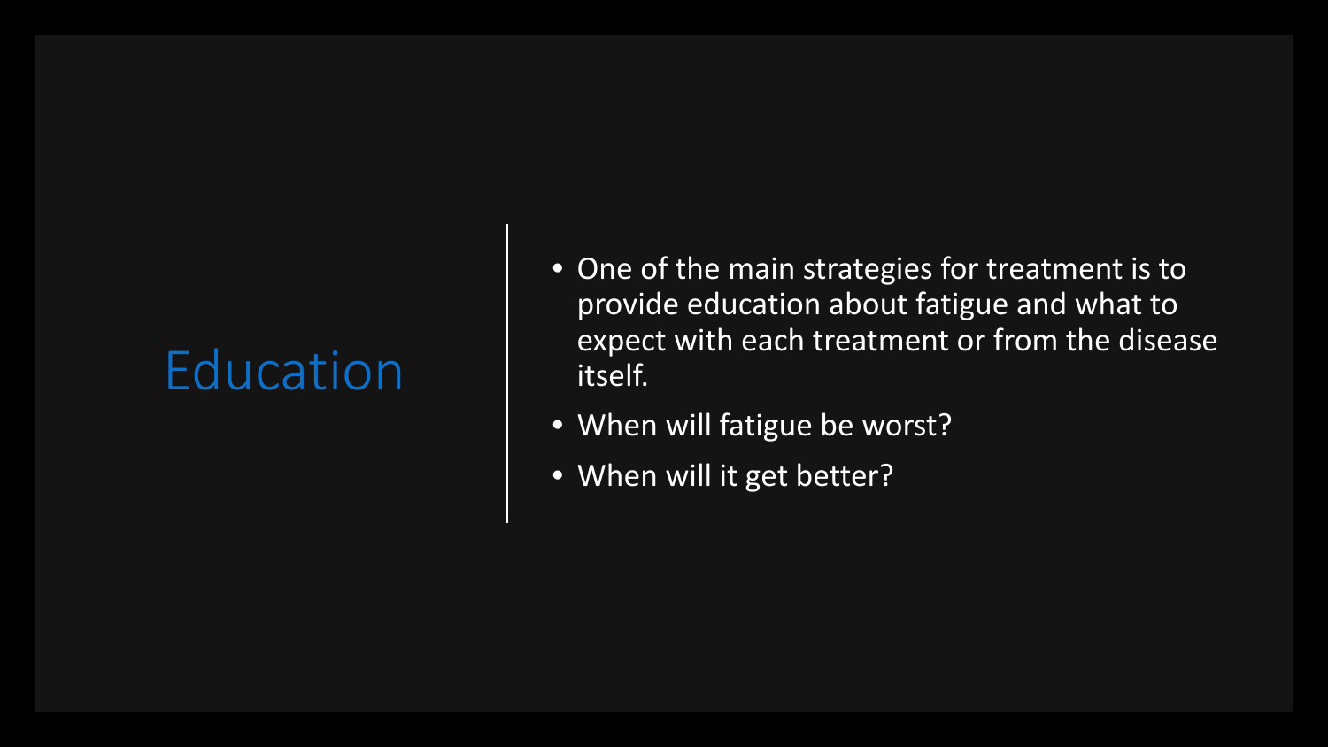# Education

- One of the main strategies for treatment is to provide education about fatigue and what to expect with each treatment or from the disease itself.
- When will fatigue be worst?
- When will it get better?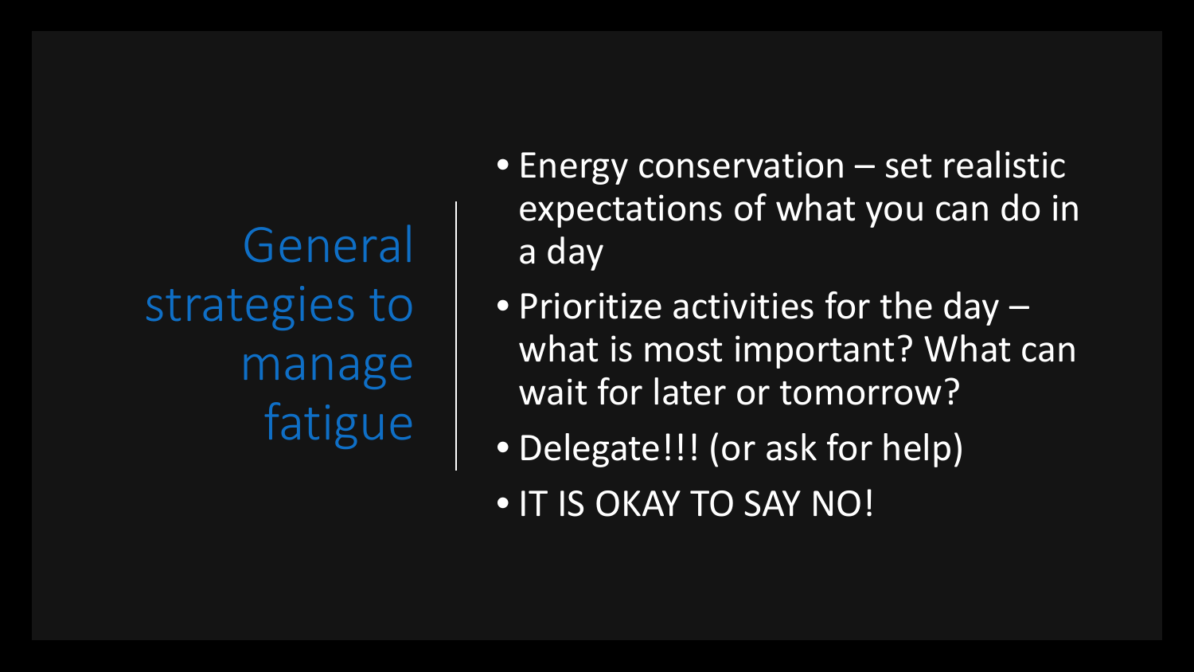# General strategies to manage fatigue

- Energy conservation – set realistic expectations of what you can do in a day
- Prioritize activities for the day – what is most important? What can wait for later or tomorrow?
- Delegate!!! (or ask for help)
- IT IS OKAY TO SAY NO!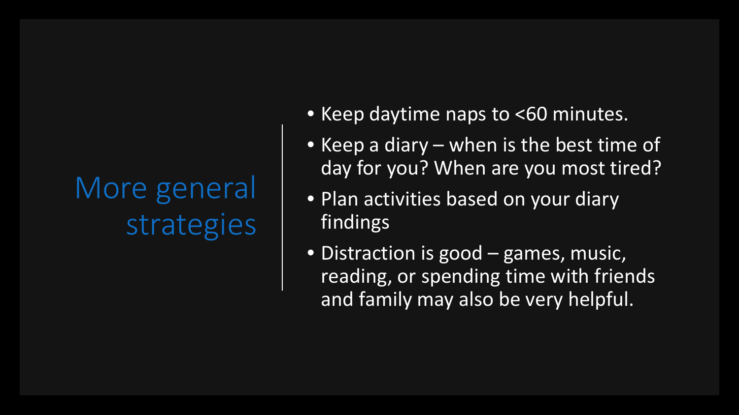# More general strategies

- Keep daytime naps to <60 minutes.
- Keep a diary – when is the best time of day for you? When are you most tired?
- Plan activities based on your diary findings
- Distraction is good – games, music, reading, or spending time with friends and family may also be very helpful.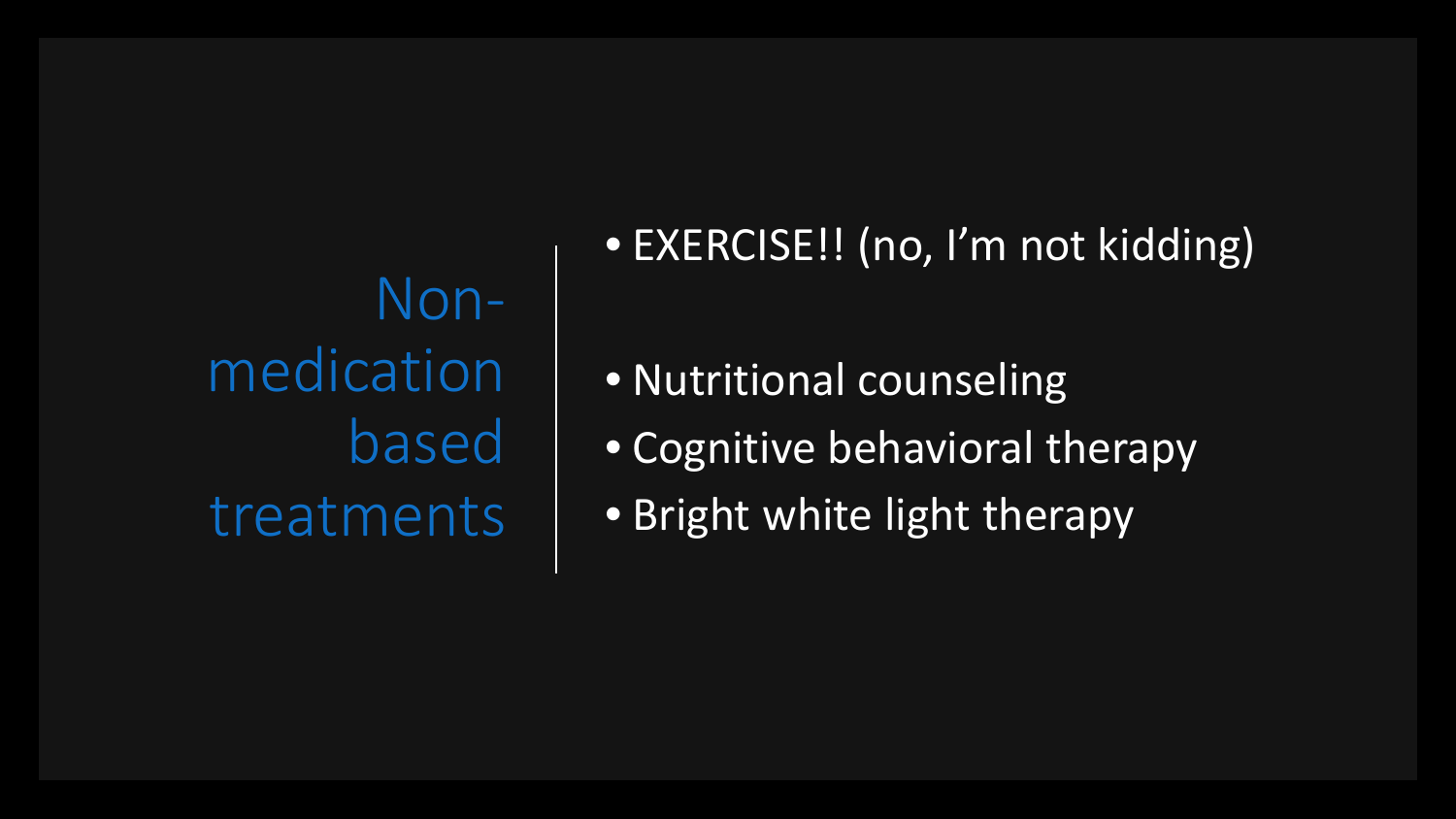# Non-medication based treatments

- EXERCISE!! (no, I'm not kidding)
- Nutritional counseling
- Cognitive behavioral therapy
- Bright white light therapy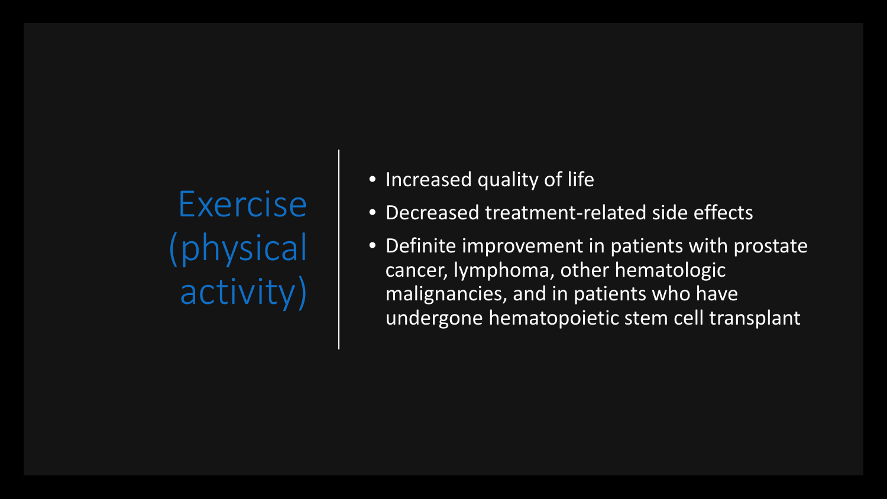# Exercise (physical activity)

- Increased quality of life
- Decreased treatment-related side effects
- Definite improvement in patients with prostate cancer, lymphoma, other hematologic malignancies, and in patients who have undergone hematopoietic stem cell transplant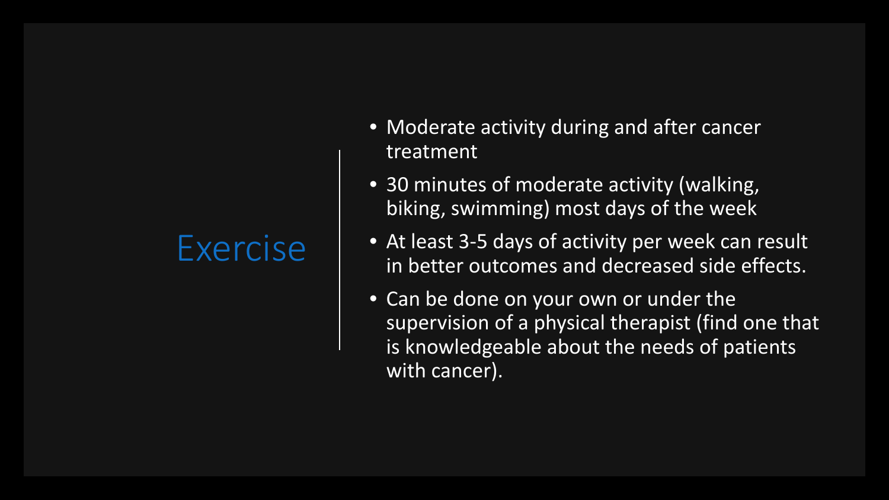# Exercise

- Moderate activity during and after cancer treatment
- 30 minutes of moderate activity (walking, biking, swimming) most days of the week
- At least 3-5 days of activity per week can result in better outcomes and decreased side effects.
- Can be done on your own or under the supervision of a physical therapist (find one that is knowledgeable about the needs of patients with cancer).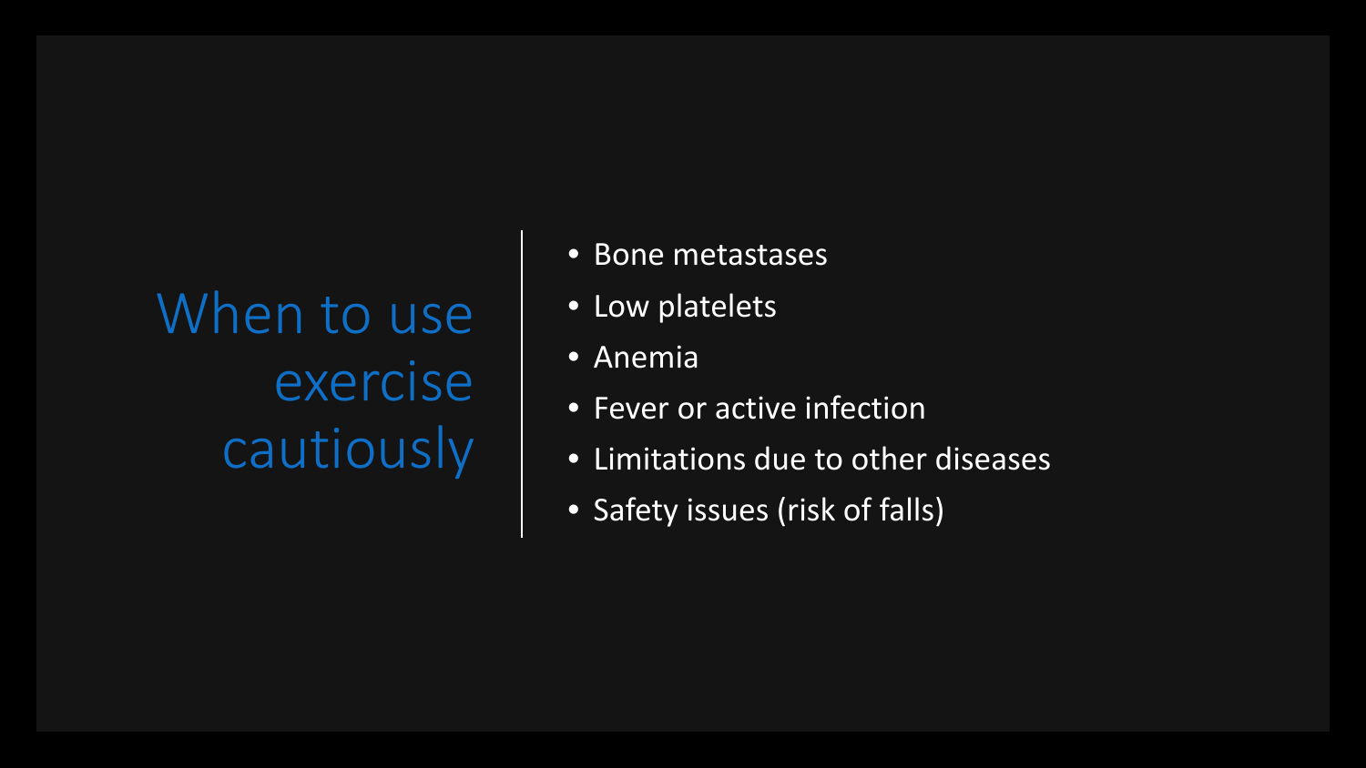# When to use exercise cautiously

- Bone metastases
- Low platelets
- Anemia
- Fever or active infection
- Limitations due to other diseases
- Safety issues (risk of falls)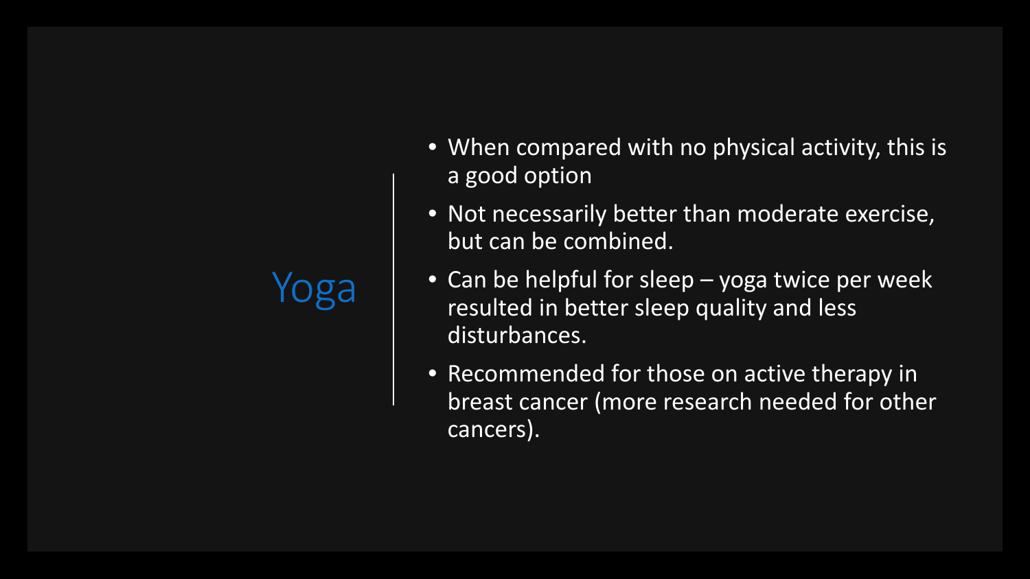# Yoga

- When compared with no physical activity, this is a good option
- Not necessarily better than moderate exercise, but can be combined.
- Can be helpful for sleep – yoga twice per week resulted in better sleep quality and less disturbances.
- Recommended for those on active therapy in breast cancer (more research needed for other cancers).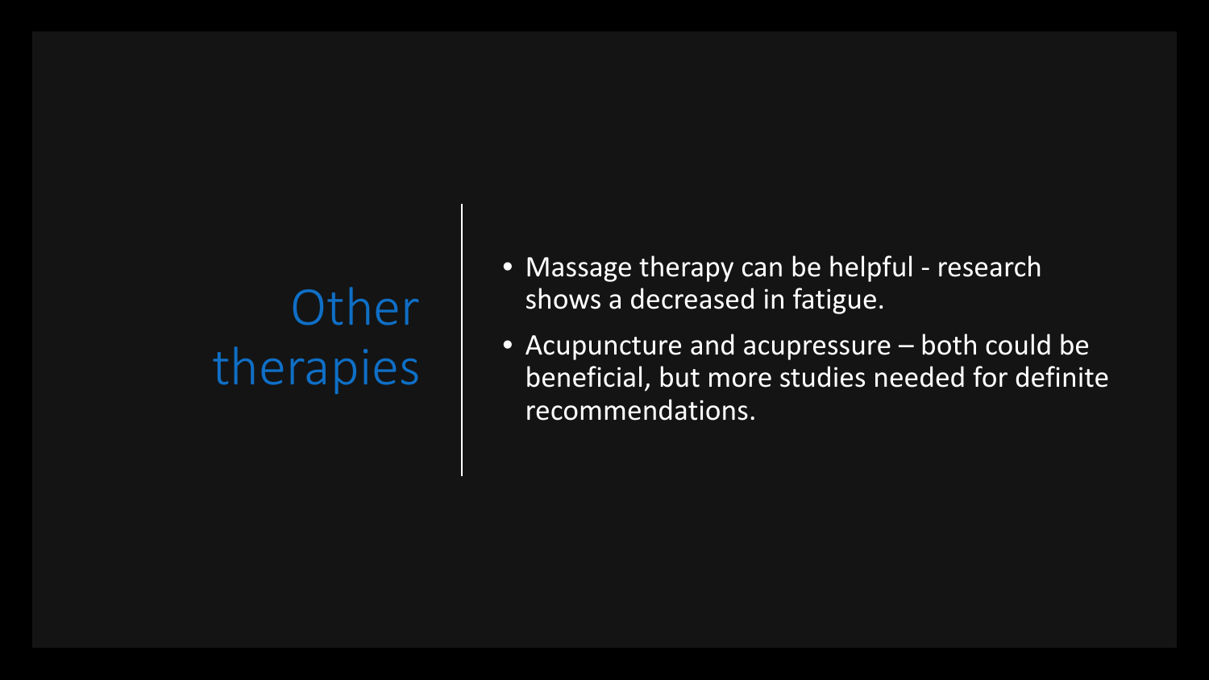# Other therapies

- Massage therapy can be helpful - research shows a decreased in fatigue.
- Acupuncture and acupressure – both could be beneficial, but more studies needed for definite recommendations.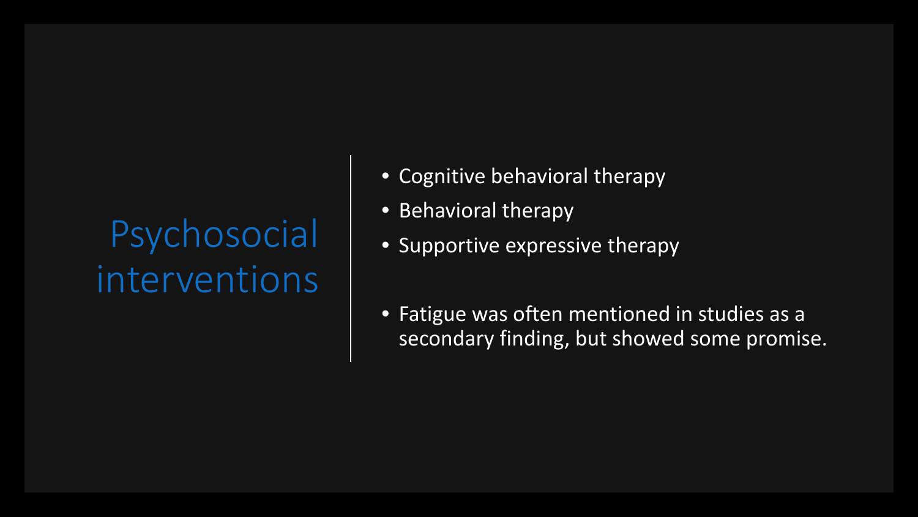# Psychosocial interventions

- Cognitive behavioral therapy
- Behavioral therapy
- Supportive expressive therapy

- Fatigue was often mentioned in studies as a secondary finding, but showed some promise.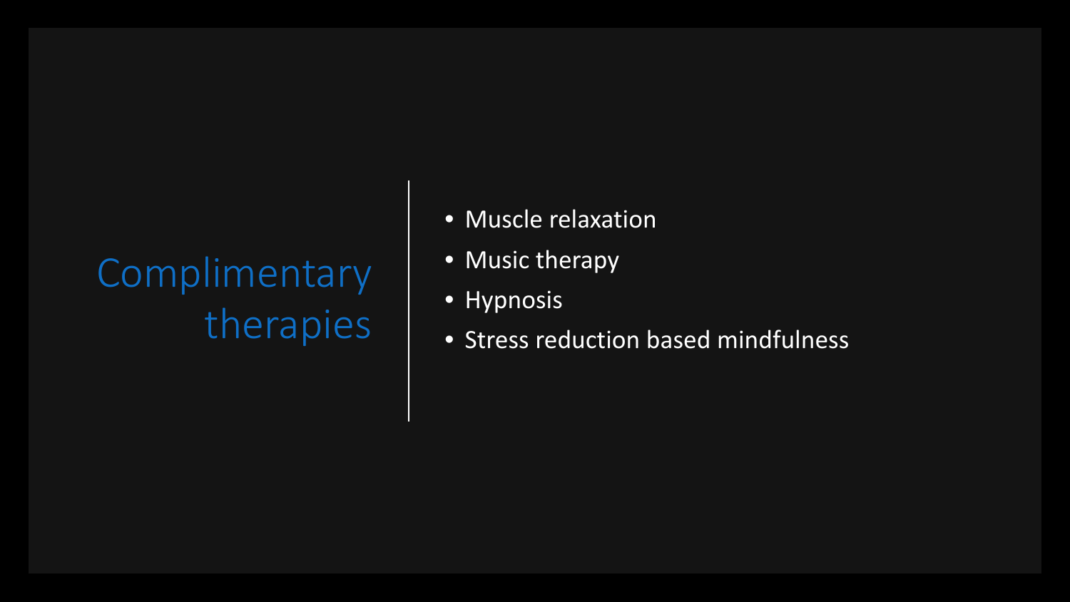# Complimentary therapies

- Muscle relaxation
- Music therapy
- Hypnosis
- Stress reduction based mindfulness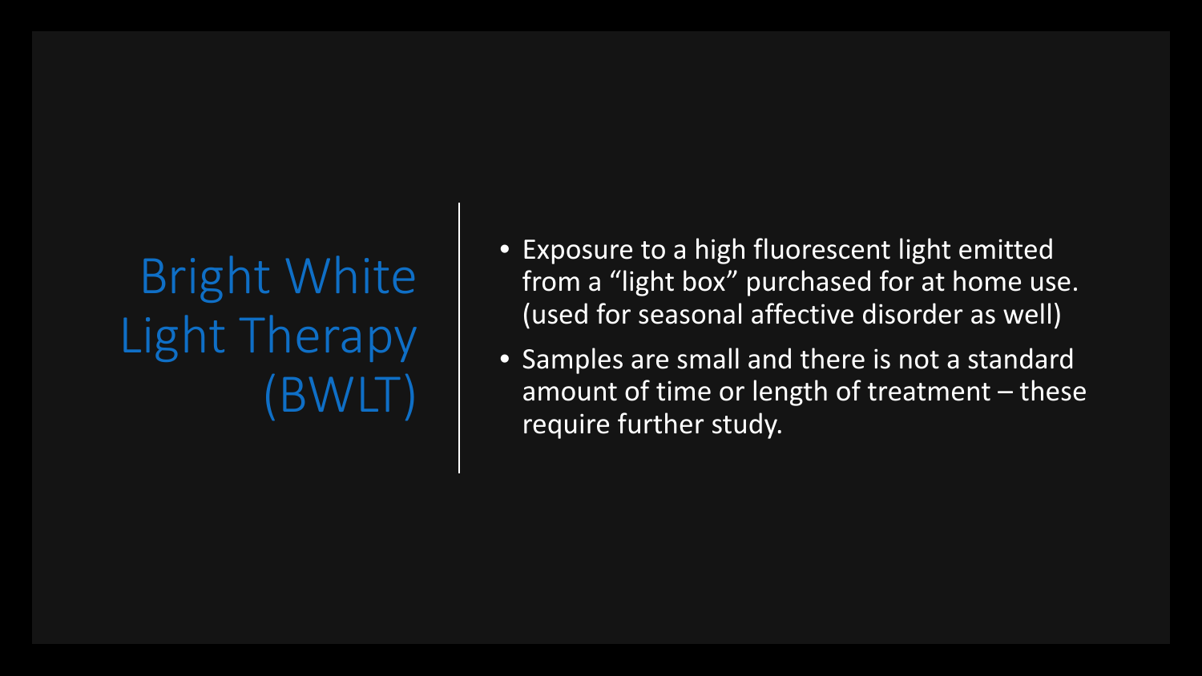# Bright White Light Therapy (BWLT)

- Exposure to a high fluorescent light emitted from a “light box” purchased for at home use. (used for seasonal affective disorder as well)
- Samples are small and there is not a standard amount of time or length of treatment – these require further study.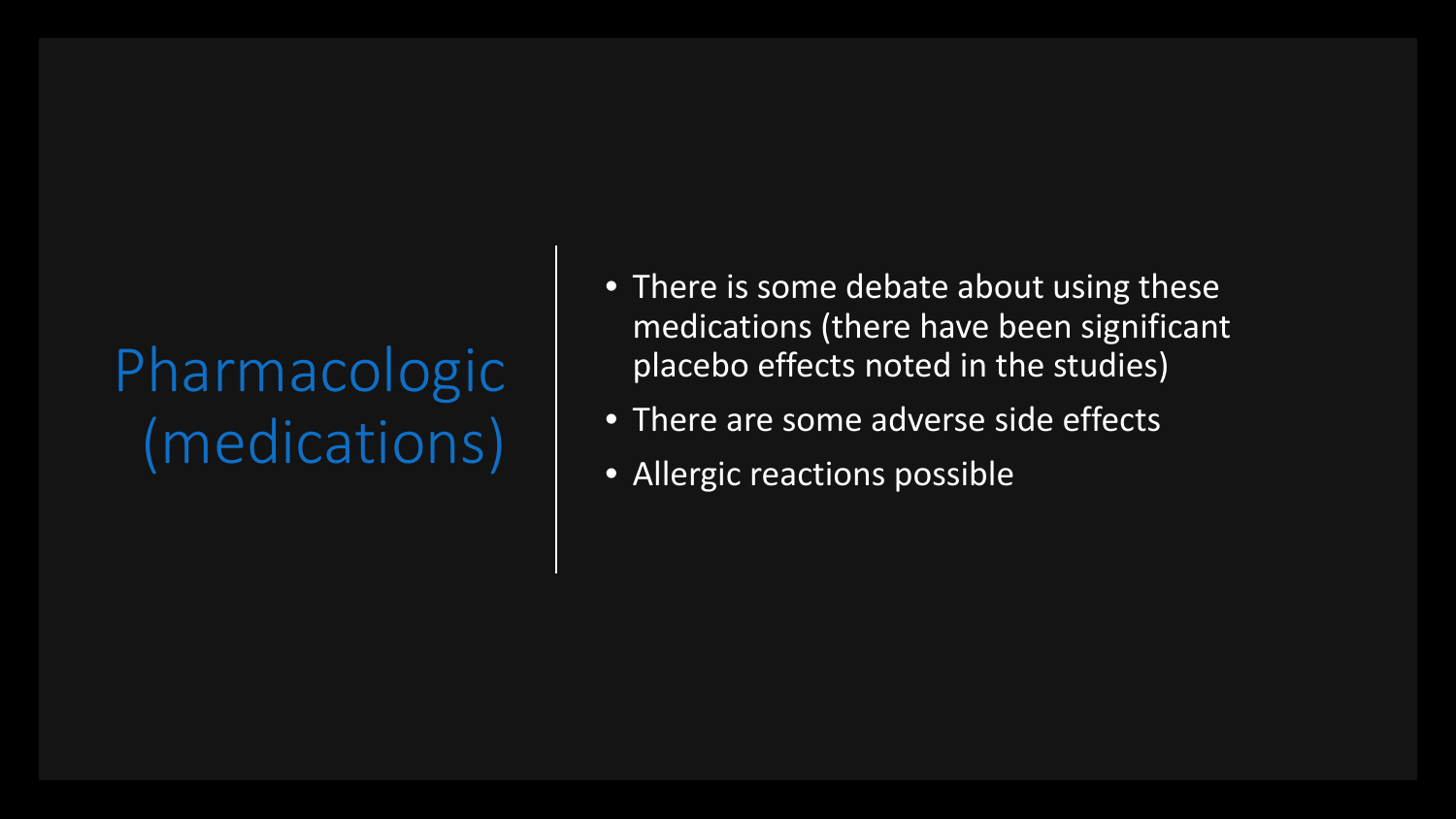# Pharmacologic (medications)

- There is some debate about using these medications (there have been significant placebo effects noted in the studies)
- There are some adverse side effects
- Allergic reactions possible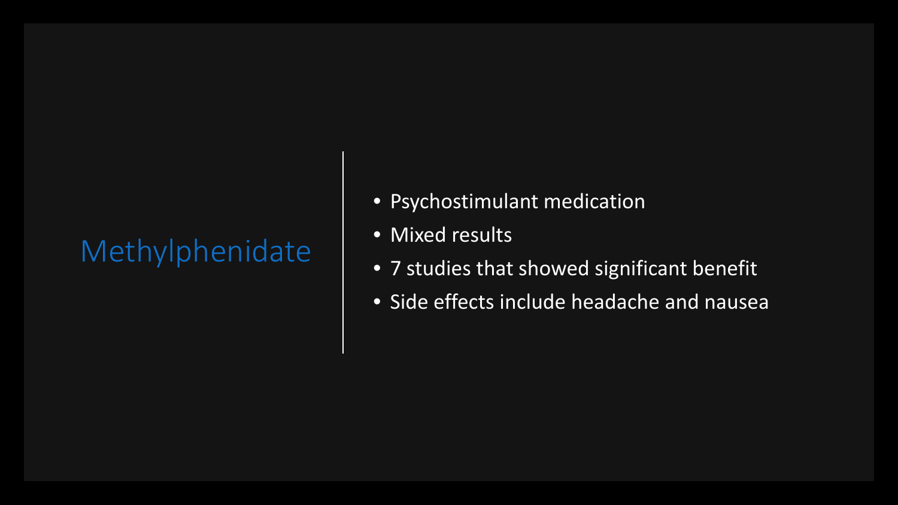# Methylphenidate

- Psychostimulant medication
- Mixed results
- 7 studies that showed significant benefit
- Side effects include headache and nausea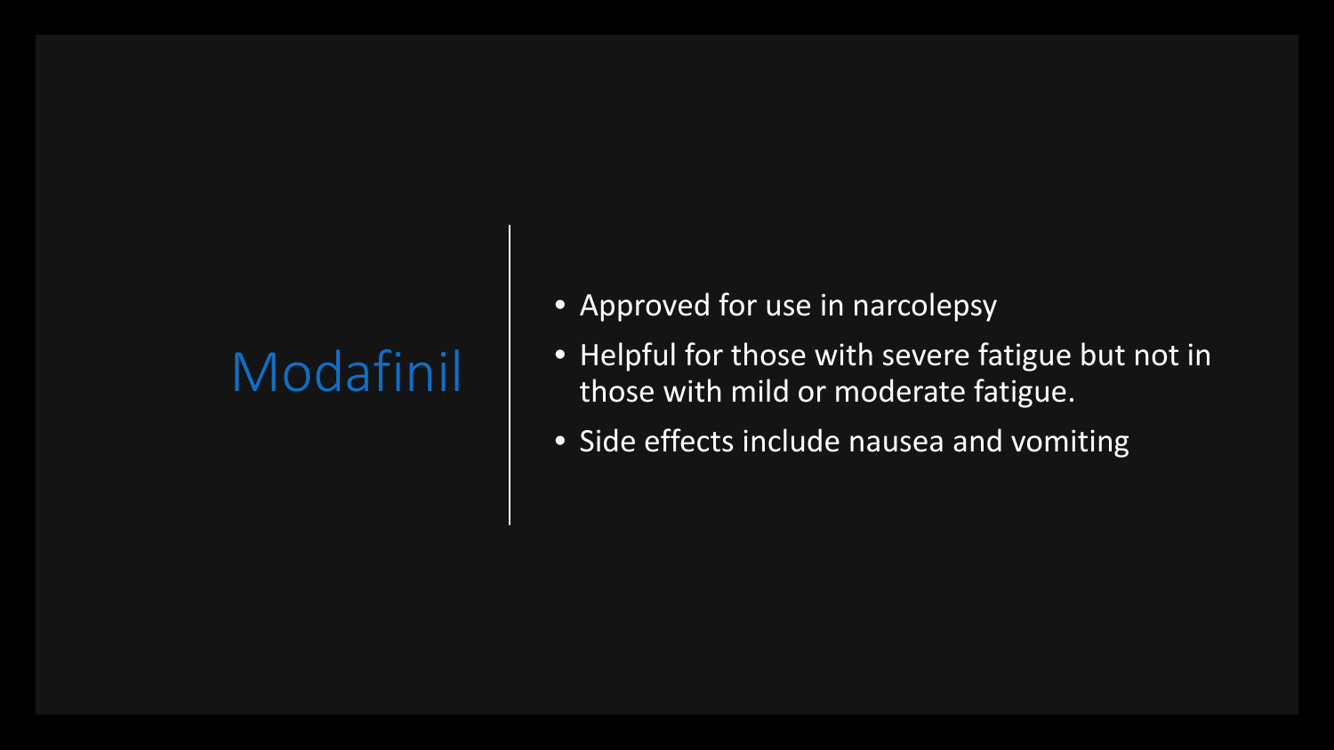# Modafinil

- Approved for use in narcolepsy
- Helpful for those with severe fatigue but not in those with mild or moderate fatigue.
- Side effects include nausea and vomiting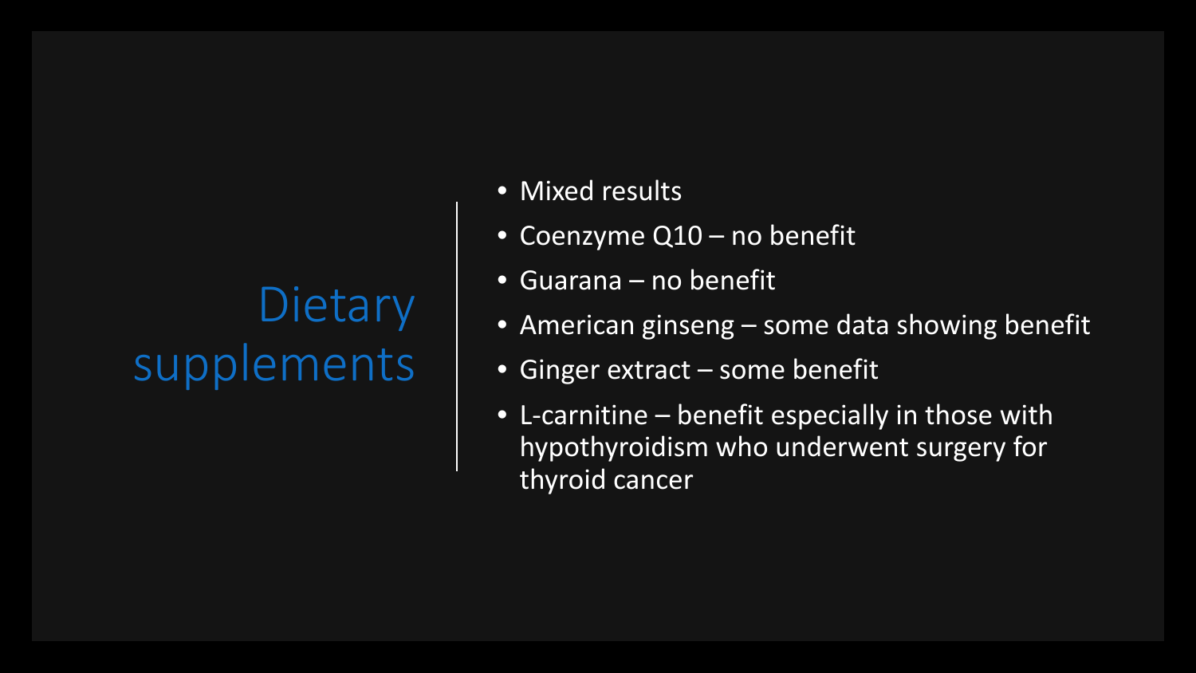# Dietary supplements

- Mixed results
- Coenzyme Q10 – no benefit
- Guarana – no benefit
- American ginseng – some data showing benefit
- Ginger extract – some benefit
- L-carnitine – benefit especially in those with hypothyroidism who underwent surgery for thyroid cancer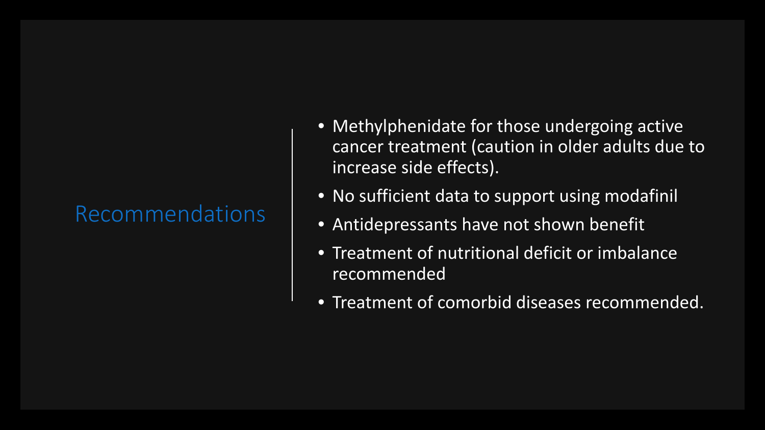## Recommendations

- Methylphenidate for those undergoing active cancer treatment (caution in older adults due to increase side effects).
- No sufficient data to support using modafinil
- Antidepressants have not shown benefit
- Treatment of nutritional deficit or imbalance recommended
- Treatment of comorbid diseases recommended.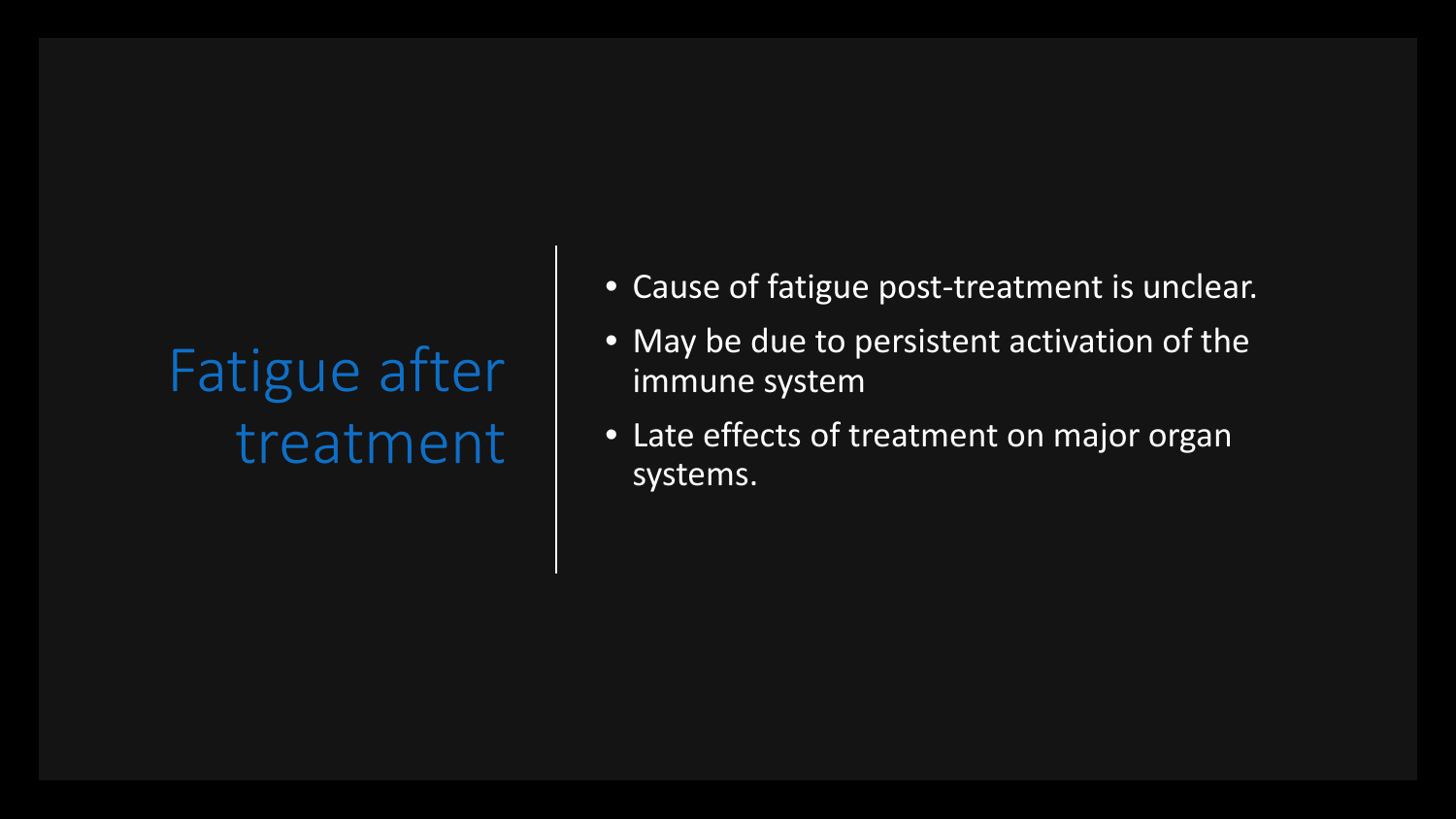# Fatigue after treatment

- Cause of fatigue post-treatment is unclear.
- May be due to persistent activation of the immune system
- Late effects of treatment on major organ systems.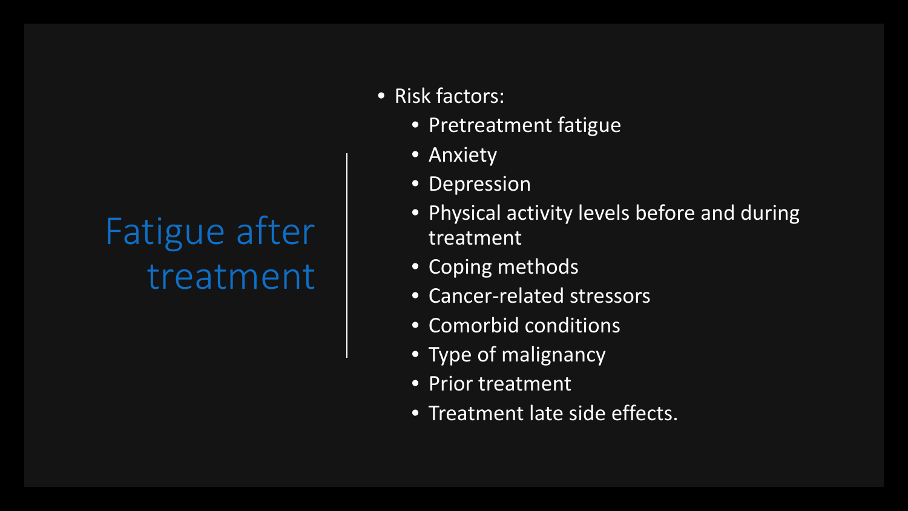# Fatigue after treatment

- Risk factors:
  - Pretreatment fatigue
  - Anxiety
  - Depression
  - Physical activity levels before and during treatment
  - Coping methods
  - Cancer-related stressors
  - Comorbid conditions
  - Type of malignancy
  - Prior treatment
  - Treatment late side effects.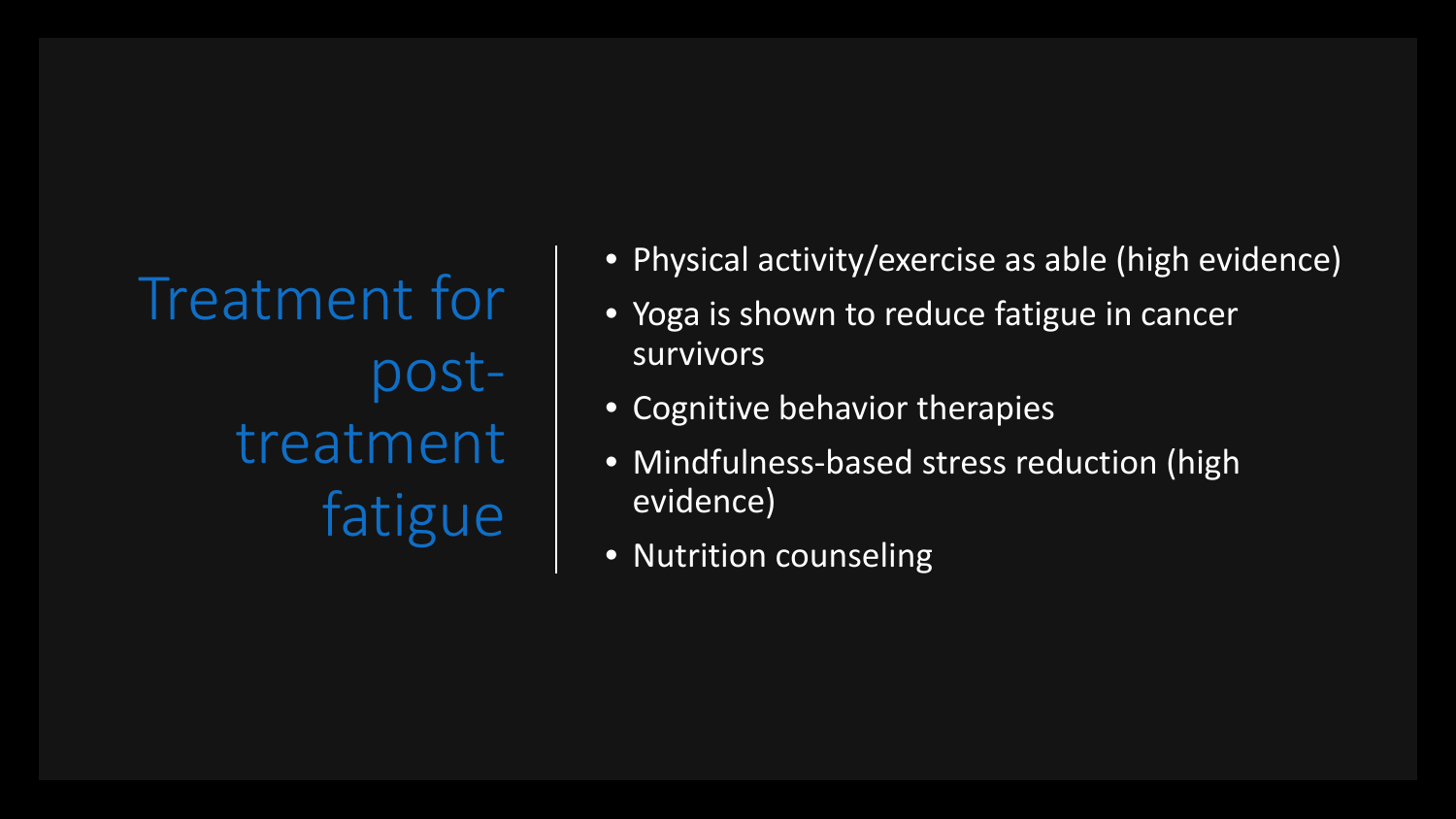# Treatment for post-treatment fatigue

- Physical activity/exercise as able (high evidence)
- Yoga is shown to reduce fatigue in cancer survivors
- Cognitive behavior therapies
- Mindfulness-based stress reduction (high evidence)
- Nutrition counseling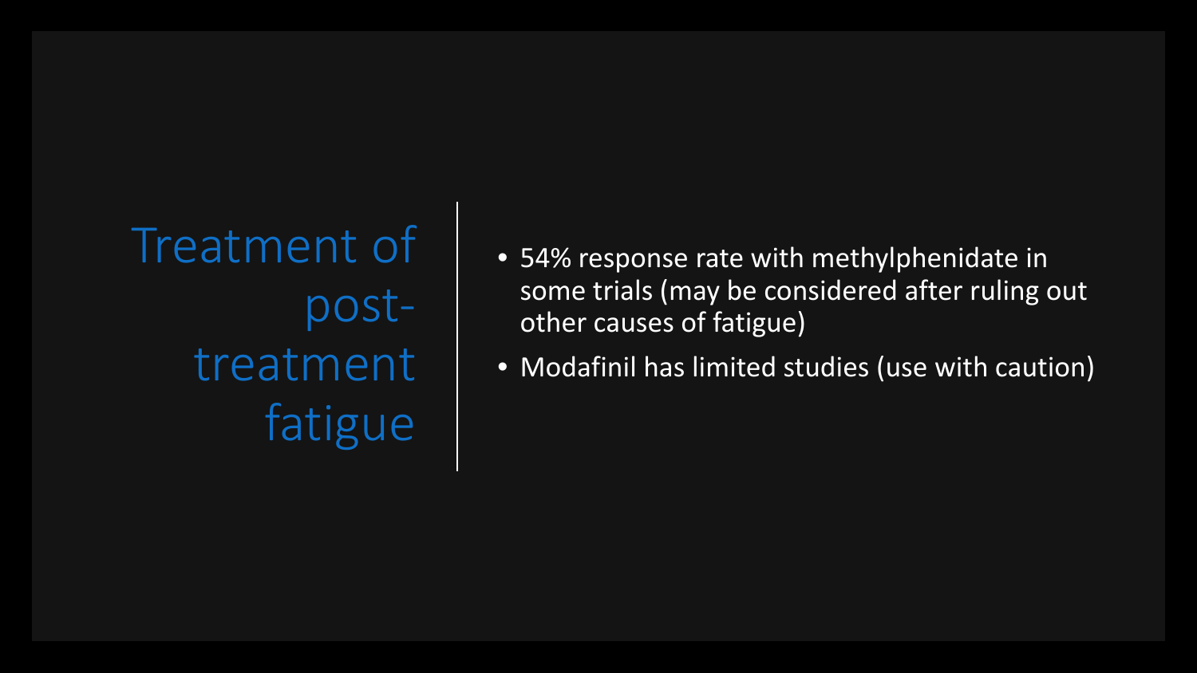# Treatment of post-treatment fatigue

- 54% response rate with methylphenidate in some trials (may be considered after ruling out other causes of fatigue)
- Modafinil has limited studies (use with caution)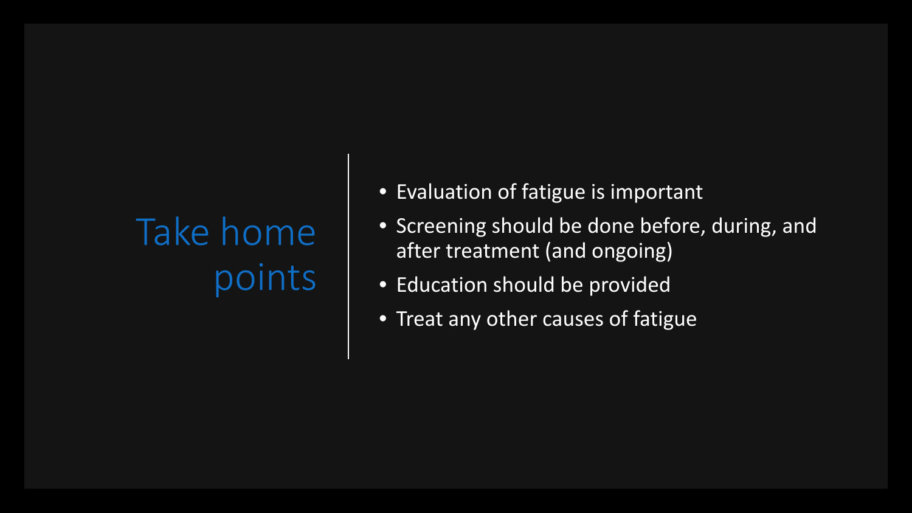# Take home points

- Evaluation of fatigue is important
- Screening should be done before, during, and after treatment (and ongoing)
- Education should be provided
- Treat any other causes of fatigue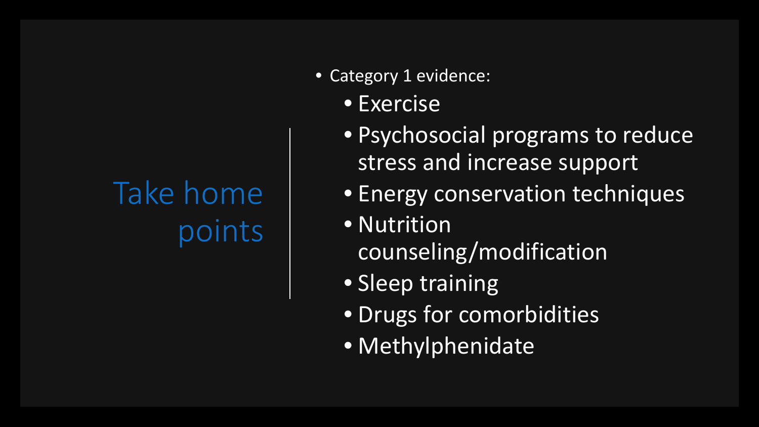# Take home points

- Category 1 evidence:
  - Exercise
  - Psychosocial programs to reduce stress and increase support
  - Energy conservation techniques
  - Nutrition counseling/modification
  - Sleep training
  - Drugs for comorbidities
  - Methylphenidate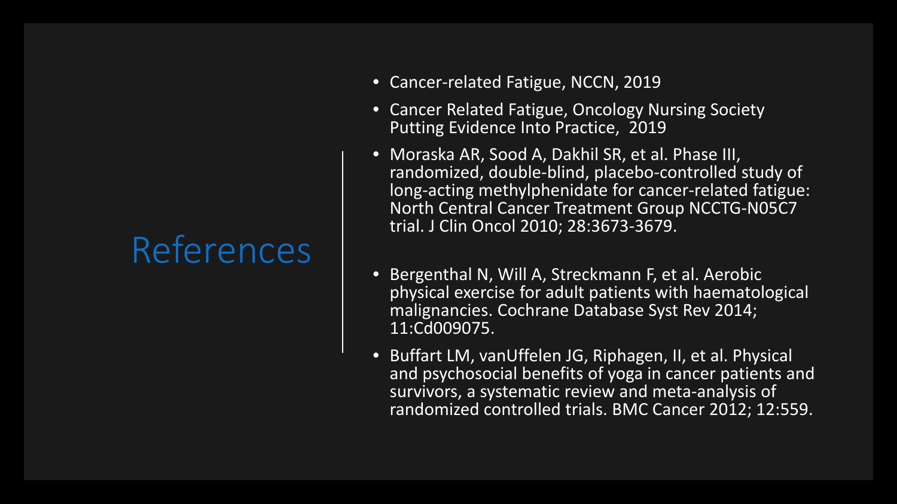# References

- Cancer-related Fatigue, NCCN, 2019
- Cancer Related Fatigue, Oncology Nursing Society Putting Evidence Into Practice, 2019
- Moraska AR, Sood A, Dakhil SR, et al. Phase III, randomized, double-blind, placebo-controlled study of long-acting methylphenidate for cancer-related fatigue: North Central Cancer Treatment Group NCCTG-N05C7 trial. J Clin Oncol 2010; 28:3673-3679.
- Bergenthal N, Will A, Streckmann F, et al. Aerobic physical exercise for adult patients with haematological malignancies. Cochrane Database Syst Rev 2014; 11:Cd009075.
- Buffart LM, vanUffelen JG, Riphagen, II, et al. Physical and psychosocial benefits of yoga in cancer patients and survivors, a systematic review and meta-analysis of randomized controlled trials. BMC Cancer 2012; 12:559.